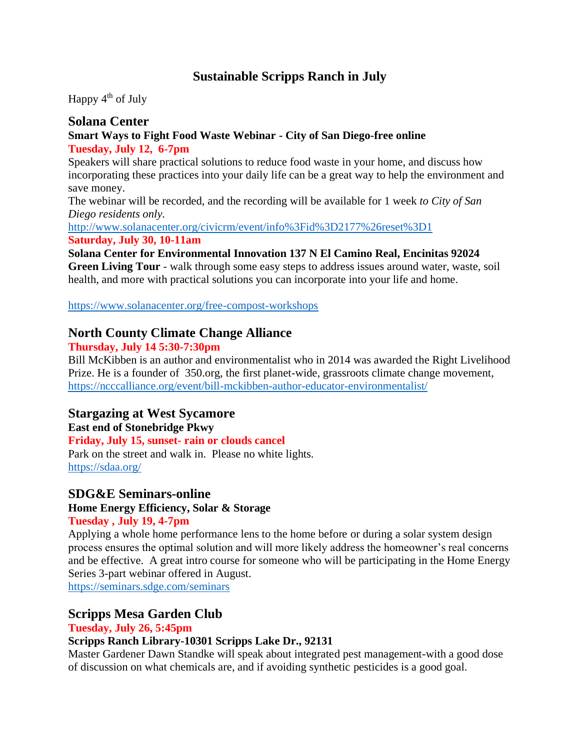# Sustainable Scripps Ranch in July

Happy 4th of July

## Solana Center

**Smart Ways to Fight Food Waste Webinar - City of San Diego-free online**

**Tuesday, July 12, 6-7pm**

Speakers will share practical solutions to reduce food waste in your home, and discuss how incorporating these practices into your daily life can be a great way to help the environment and save money.

The webinar will be recorded, and the recording will be available for 1 week *to City of San Diego residents only.*

http://www.solanacenter.org/civicrm/event/info%3Fid%3D2177%26reset%3D1

**Saturday, July 30, 10-11am**

**Solana Center for Environmental Innovation 137 N El Camino Real, Encinitas 92024**

**Green Living Tour** - walk through some easy steps to address issues around water, waste, soil health, and more with practical solutions you can incorporate into your life and home.

https://www.solanacenter.org/free-compost-workshops

## North County Climate Change Alliance

**Thursday, July 14 5:30-7:30pm**

Bill McKibben is an author and environmentalist who in 2014 was awarded the Right Livelihood Prize. He is a founder of 350.org, the first planet-wide, grassroots climate change movement, https://ncccalliance.org/event/bill-mckibben-author-educator-environmentalist/

## Stargazing at West Sycamore

**East end of Stonebridge Pkwy**

**Friday, July 15, sunset- rain or clouds cancel**

Park on the street and walk in. Please no white lights.

https://sdaa.org/

## SDG&E Seminars-online

**Home Energy Efficiency, Solar & Storage**

**Tuesday , July 19, 4-7pm**

Applying a whole home performance lens to the home before or during a solar system design process ensures the optimal solution and will more likely address the homeowner's real concerns and be effective. A great intro course for someone who will be participating in the Home Energy Series 3-part webinar offered in August.

https://seminars.sdge.com/seminars

## Scripps Mesa Garden Club

**Tuesday, July 26, 5:45pm**

**Scripps Ranch Library-10301 Scripps Lake Dr., 92131**

Master Gardener Dawn Standke will speak about integrated pest management-with a good dose of discussion on what chemicals are, and if avoiding synthetic pesticides is a good goal.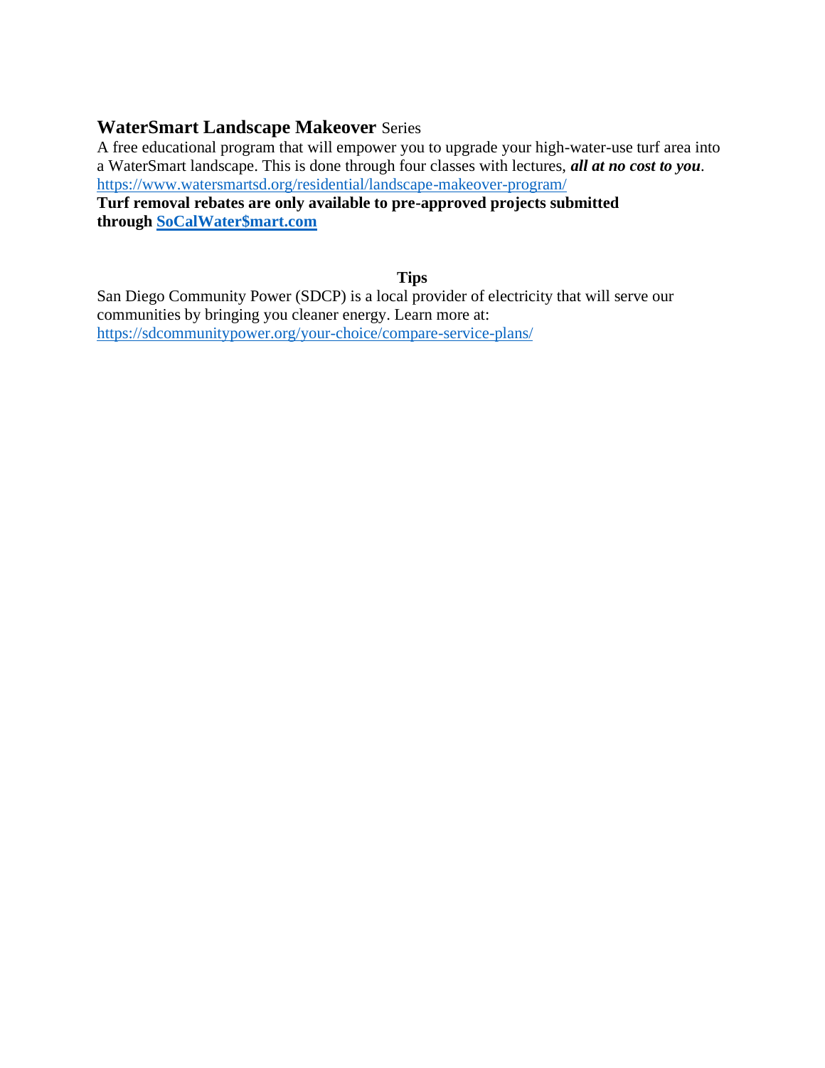**WaterSmart Landscape Makeover** Series

A free educational program that will empower you to upgrade your high-water-use turf area into a WaterSmart landscape. This is done through four classes with lectures, ***all at no cost to you***.
https://www.watersmartsd.org/residential/landscape-makeover-program/

**Turf removal rebates are only available to pre-approved projects submitted through SoCalWater$mart.com**

**Tips**

San Diego Community Power (SDCP) is a local provider of electricity that will serve our communities by bringing you cleaner energy. Learn more at:
https://sdcommunitypower.org/your-choice/compare-service-plans/